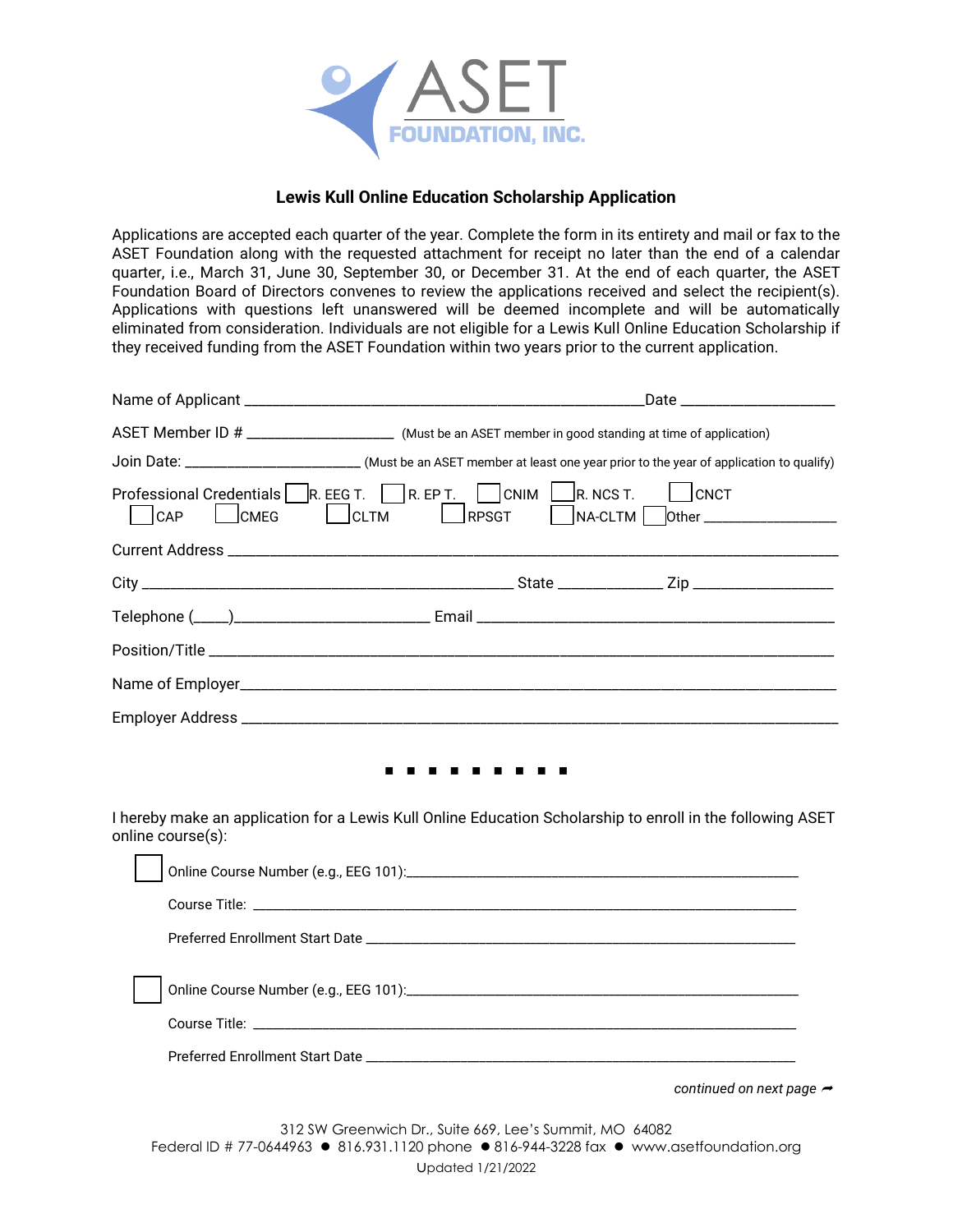ASET

FOUNDATION, INC.

## Lewis Kull Online Education Scholarship Application

Applications are accepted each quarter of the year. Complete the form in its entirety and mail or fax to the ASET Foundation along with the requested attachment for receipt no later than the end of a calendar quarter, i.e., March 31, June 30, September 30, or December 31. At the end of each quarter, the ASET Foundation Board of Directors convenes to review the applications received and select the recipient(s). Applications with questions left unanswered will be deemed incomplete and will be automatically eliminated from consideration. Individuals are not eligible for a Lewis Kull Online Education Scholarship if they received funding from the ASET Foundation within two years prior to the current application.

Name of Applicant ____________________________________________ Date ____________________

ASET Member ID # ____________________ (Must be an ASET member in good standing at time of application)

Join Date: ________________________ (Must be an ASET member at least one year prior to the year of application to qualify)

Professional Credentials ☐ R. EEG T. ☐ R. EP T. ☐ CNIM ☐ R. NCS T. ☐ CNCT ☐ CAP ☐ CMEG ☐ CLTM ☐ RPSGT ☐ NA-CLTM ☐ Other __________________

Current Address ______________________________________________________________________

City ______________________________________________ State _____________ Zip __________________

Telephone (____)________________________ Email ____________________________________________

Position/Title __________________________________________________________________________

Name of Employer_______________________________________________________________________

Employer Address _______________________________________________________________________

■ ■ ■ ■ ■ ■ ■ ■ ■

I hereby make an application for a Lewis Kull Online Education Scholarship to enroll in the following ASET online course(s):

☐ Online Course Number (e.g., EEG 101):_____________________________________________________

Course Title: ______________________________________________________________________

Preferred Enrollment Start Date _______________________________________________________

☐ Online Course Number (e.g., EEG 101):_____________________________________________________

Course Title: ______________________________________________________________________

Preferred Enrollment Start Date _______________________________________________________

*continued on next page* ➦

312 SW Greenwich Dr., Suite 669, Lee's Summit, MO 64082
Federal ID # 77-0644963 ● 816.931.1120 phone ● 816-944-3228 fax ● www.asetfoundation.org
Updated 1/21/2022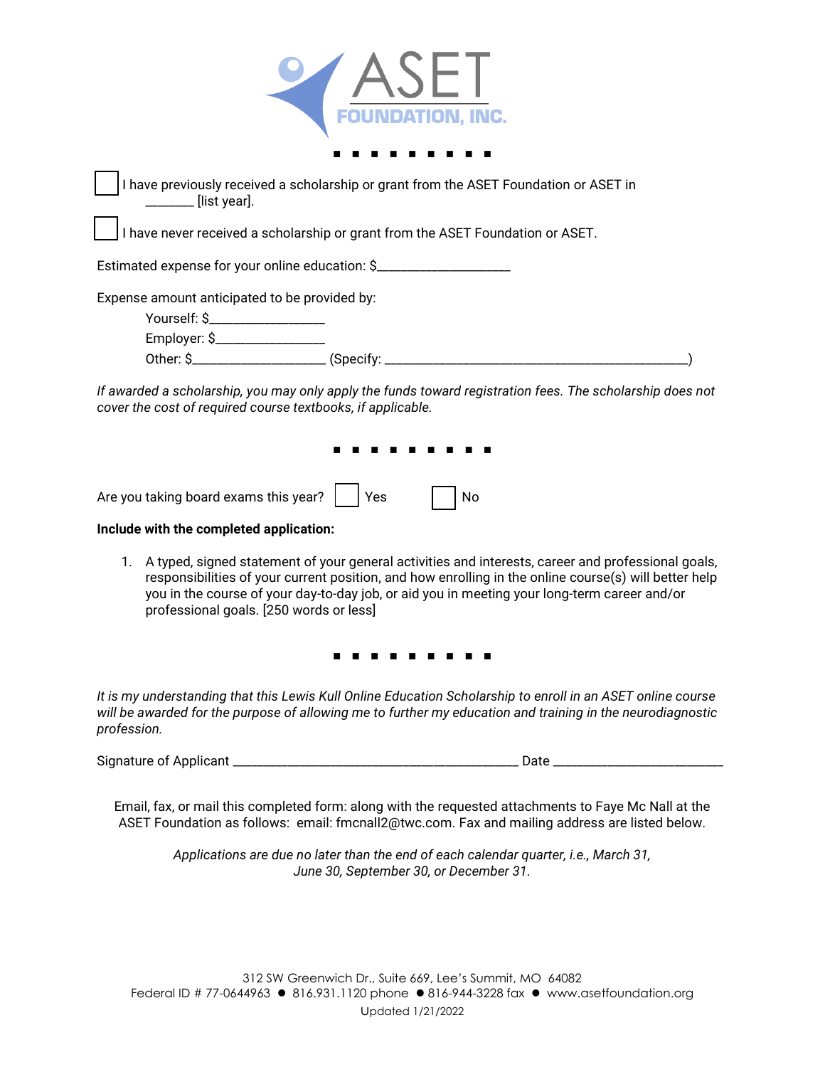ASET FOUNDATION, INC.

■ ■ ■ ■ ■ ■ ■ ■ ■

☐ I have previously received a scholarship or grant from the ASET Foundation or ASET in _______ [list year].

☐ I have never received a scholarship or grant from the ASET Foundation or ASET.

Estimated expense for your online education: $___________________

Expense amount anticipated to be provided by:

Yourself: $_________________

Employer: $________________

Other: $___________________ (Specify: _____________________________________________)

*If awarded a scholarship, you may only apply the funds toward registration fees. The scholarship does not cover the cost of required course textbooks, if applicable.*

■ ■ ■ ■ ■ ■ ■ ■ ■

Are you taking board exams this year? ☐ Yes ☐ No

**Include with the completed application:**

1. A typed, signed statement of your general activities and interests, career and professional goals, responsibilities of your current position, and how enrolling in the online course(s) will better help you in the course of your day-to-day job, or aid you in meeting your long-term career and/or professional goals. [250 words or less]

■ ■ ■ ■ ■ ■ ■ ■ ■

*It is my understanding that this Lewis Kull Online Education Scholarship to enroll in an ASET online course will be awarded for the purpose of allowing me to further my education and training in the neurodiagnostic profession.*

Signature of Applicant ___________________________________________ Date _________________________

Email, fax, or mail this completed form: along with the requested attachments to Faye Mc Nall at the ASET Foundation as follows: email: fmcnall2@twc.com. Fax and mailing address are listed below.

*Applications are due no later than the end of each calendar quarter, i.e., March 31, June 30, September 30, or December 31.*

312 SW Greenwich Dr., Suite 669, Lee's Summit, MO 64082
Federal ID # 77-0644963 ● 816.931.1120 phone ● 816-944-3228 fax ● www.asetfoundation.org
Updated 1/21/2022